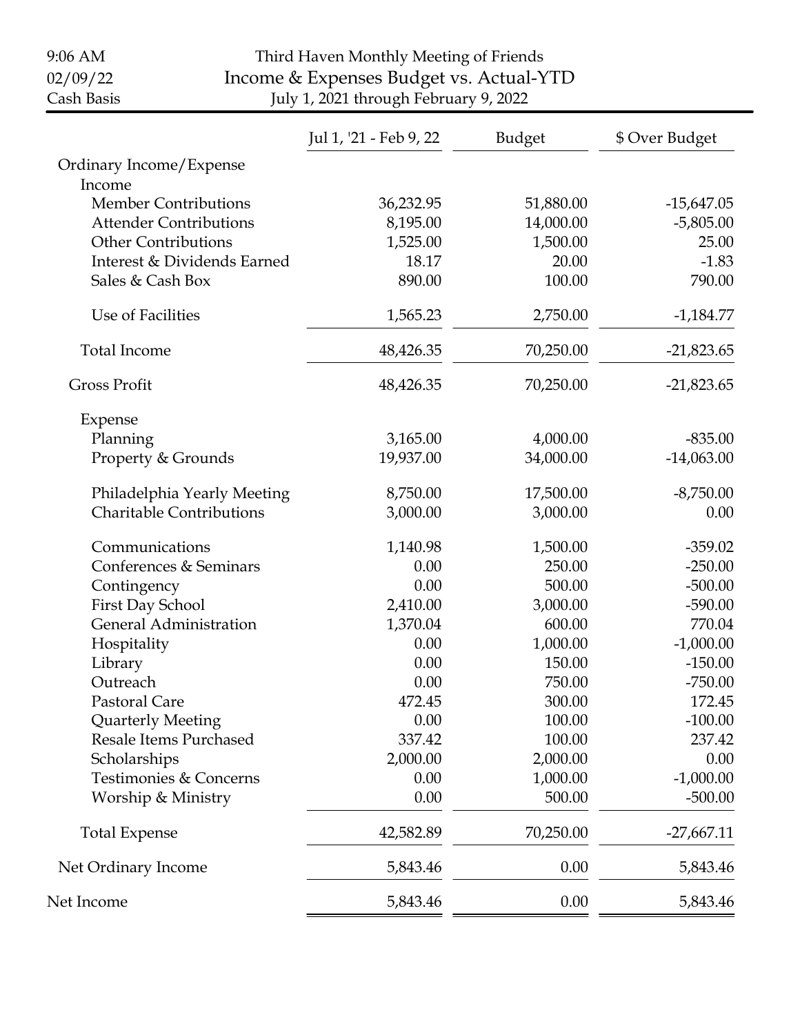9:06 AM
02/09/22
Cash Basis

# Third Haven Monthly Meeting of Friends

## Income & Expenses Budget vs. Actual-YTD

July 1, 2021 through February 9, 2022

| | Jul 1, '21 - Feb 9, 22 | Budget | $ Over Budget |
|---|---|---|---|
| Ordinary Income/Expense | | | |
| Income | | | |
| Member Contributions | 36,232.95 | 51,880.00 | -15,647.05 |
| Attender Contributions | 8,195.00 | 14,000.00 | -5,805.00 |
| Other Contributions | 1,525.00 | 1,500.00 | 25.00 |
| Interest & Dividends Earned | 18.17 | 20.00 | -1.83 |
| Sales & Cash Box | 890.00 | 100.00 | 790.00 |
| Use of Facilities | 1,565.23 | 2,750.00 | -1,184.77 |
| Total Income | 48,426.35 | 70,250.00 | -21,823.65 |
| Gross Profit | 48,426.35 | 70,250.00 | -21,823.65 |
| Expense | | | |
| Planning | 3,165.00 | 4,000.00 | -835.00 |
| Property & Grounds | 19,937.00 | 34,000.00 | -14,063.00 |
| Philadelphia Yearly Meeting | 8,750.00 | 17,500.00 | -8,750.00 |
| Charitable Contributions | 3,000.00 | 3,000.00 | 0.00 |
| Communications | 1,140.98 | 1,500.00 | -359.02 |
| Conferences & Seminars | 0.00 | 250.00 | -250.00 |
| Contingency | 0.00 | 500.00 | -500.00 |
| First Day School | 2,410.00 | 3,000.00 | -590.00 |
| General Administration | 1,370.04 | 600.00 | 770.04 |
| Hospitality | 0.00 | 1,000.00 | -1,000.00 |
| Library | 0.00 | 150.00 | -150.00 |
| Outreach | 0.00 | 750.00 | -750.00 |
| Pastoral Care | 472.45 | 300.00 | 172.45 |
| Quarterly Meeting | 0.00 | 100.00 | -100.00 |
| Resale Items Purchased | 337.42 | 100.00 | 237.42 |
| Scholarships | 2,000.00 | 2,000.00 | 0.00 |
| Testimonies & Concerns | 0.00 | 1,000.00 | -1,000.00 |
| Worship & Ministry | 0.00 | 500.00 | -500.00 |
| Total Expense | 42,582.89 | 70,250.00 | -27,667.11 |
| Net Ordinary Income | 5,843.46 | 0.00 | 5,843.46 |
| Net Income | 5,843.46 | 0.00 | 5,843.46 |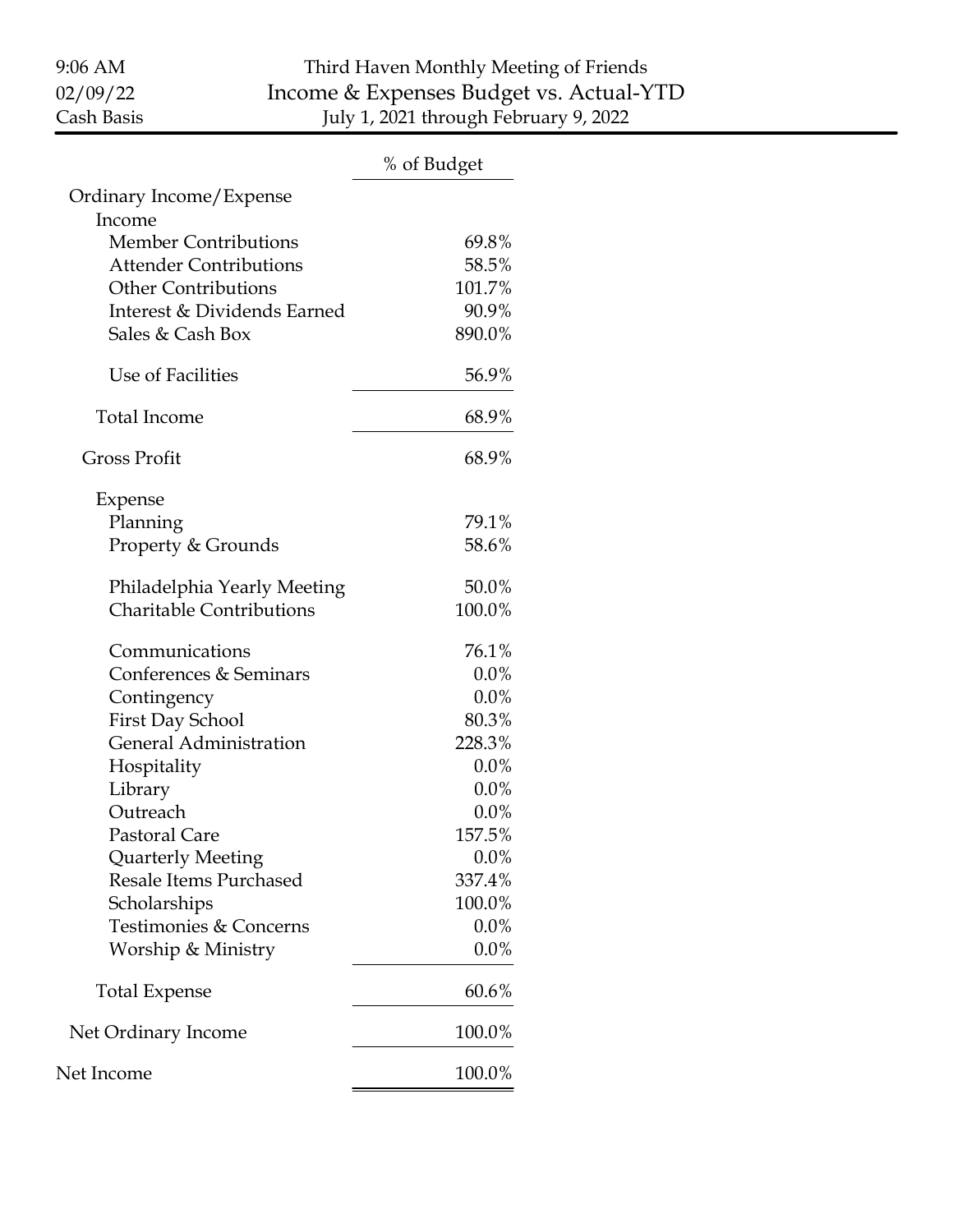9:06 AM
02/09/22
Cash Basis

# Third Haven Monthly Meeting of Friends

## Income & Expenses Budget vs. Actual-YTD

July 1, 2021 through February 9, 2022

| | % of Budget |
|---|---|
| Ordinary Income/Expense | |
| Income | |
| Member Contributions | 69.8% |
| Attender Contributions | 58.5% |
| Other Contributions | 101.7% |
| Interest & Dividends Earned | 90.9% |
| Sales & Cash Box | 890.0% |
| Use of Facilities | 56.9% |
| Total Income | 68.9% |
| Gross Profit | 68.9% |
| Expense | |
| Planning | 79.1% |
| Property & Grounds | 58.6% |
| Philadelphia Yearly Meeting | 50.0% |
| Charitable Contributions | 100.0% |
| Communications | 76.1% |
| Conferences & Seminars | 0.0% |
| Contingency | 0.0% |
| First Day School | 80.3% |
| General Administration | 228.3% |
| Hospitality | 0.0% |
| Library | 0.0% |
| Outreach | 0.0% |
| Pastoral Care | 157.5% |
| Quarterly Meeting | 0.0% |
| Resale Items Purchased | 337.4% |
| Scholarships | 100.0% |
| Testimonies & Concerns | 0.0% |
| Worship & Ministry | 0.0% |
| Total Expense | 60.6% |
| Net Ordinary Income | 100.0% |
| Net Income | 100.0% |